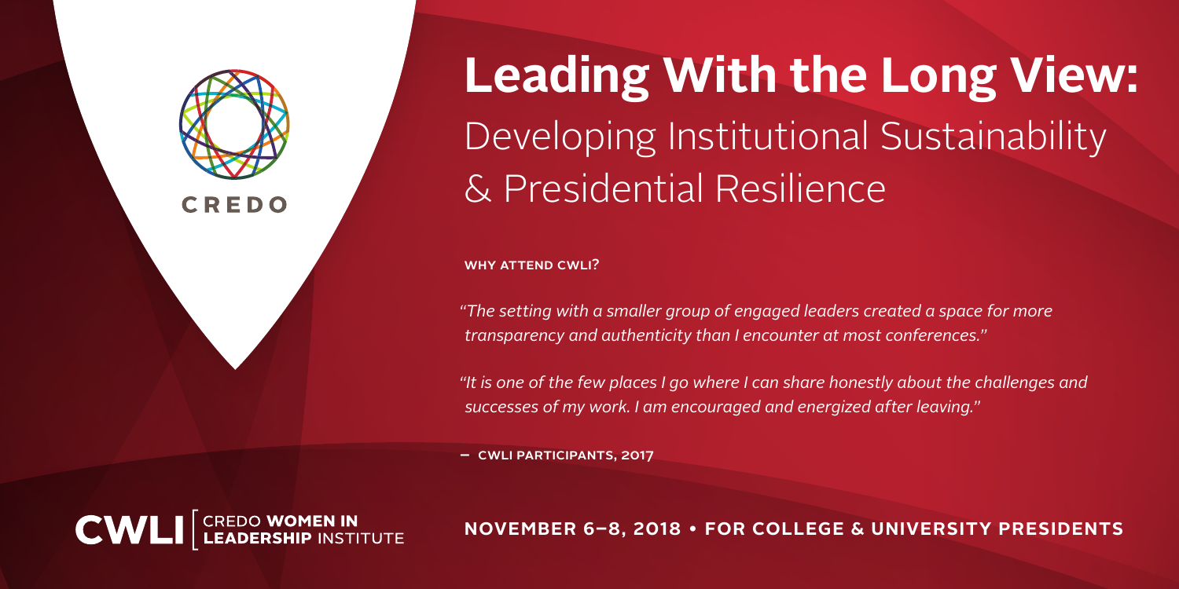CREDO

# Leading With the Long View:

## Developing Institutional Sustainability & Presidential Resilience

**WHY ATTEND CWLI?**

*"The setting with a smaller group of engaged leaders created a space for more transparency and authenticity than I encounter at most conferences."*

*"It is one of the few places I go where I can share honestly about the challenges and successes of my work. I am encouraged and energized after leaving."*

**— CWLI PARTICIPANTS, 2017**

**CWLI** | CREDO **WOMEN IN LEADERSHIP** INSTITUTE

**NOVEMBER 6–8, 2018 • FOR COLLEGE & UNIVERSITY PRESIDENTS**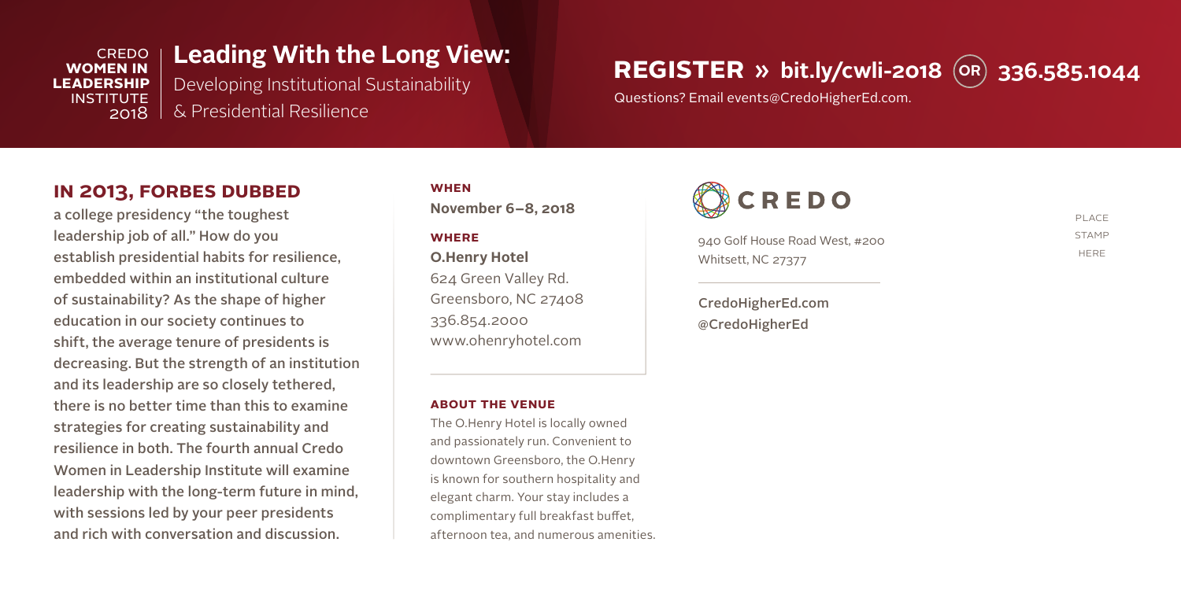CREDO **WOMEN IN LEADERSHIP** INSTITUTE 2018

# Leading With the Long View:

Developing Institutional Sustainability & Presidential Resilience

## REGISTER » bit.ly/cwli-2018 (OR) 336.585.1044

Questions? Email events@CredoHigherEd.com.

## IN 2013, FORBES DUBBED

a college presidency "the toughest leadership job of all." How do you establish presidential habits for resilience, embedded within an institutional culture of sustainability? As the shape of higher education in our society continues to shift, the average tenure of presidents is decreasing. But the strength of an institution and its leadership are so closely tethered, there is no better time than this to examine strategies for creating sustainability and resilience in both. The fourth annual Credo Women in Leadership Institute will examine leadership with the long-term future in mind, with sessions led by your peer presidents and rich with conversation and discussion.

### WHEN

**November 6–8, 2018**

### WHERE

**O.Henry Hotel**
624 Green Valley Rd.
Greensboro, NC 27408
336.854.2000
www.ohenryhotel.com

### ABOUT THE VENUE

The O.Henry Hotel is locally owned and passionately run. Convenient to downtown Greensboro, the O.Henry is known for southern hospitality and elegant charm. Your stay includes a complimentary full breakfast buffet, afternoon tea, and numerous amenities.

**CREDO**

940 Golf House Road West, #200
Whitsett, NC 27377

CredoHigherEd.com
@CredoHigherEd

PLACE
STAMP
HERE